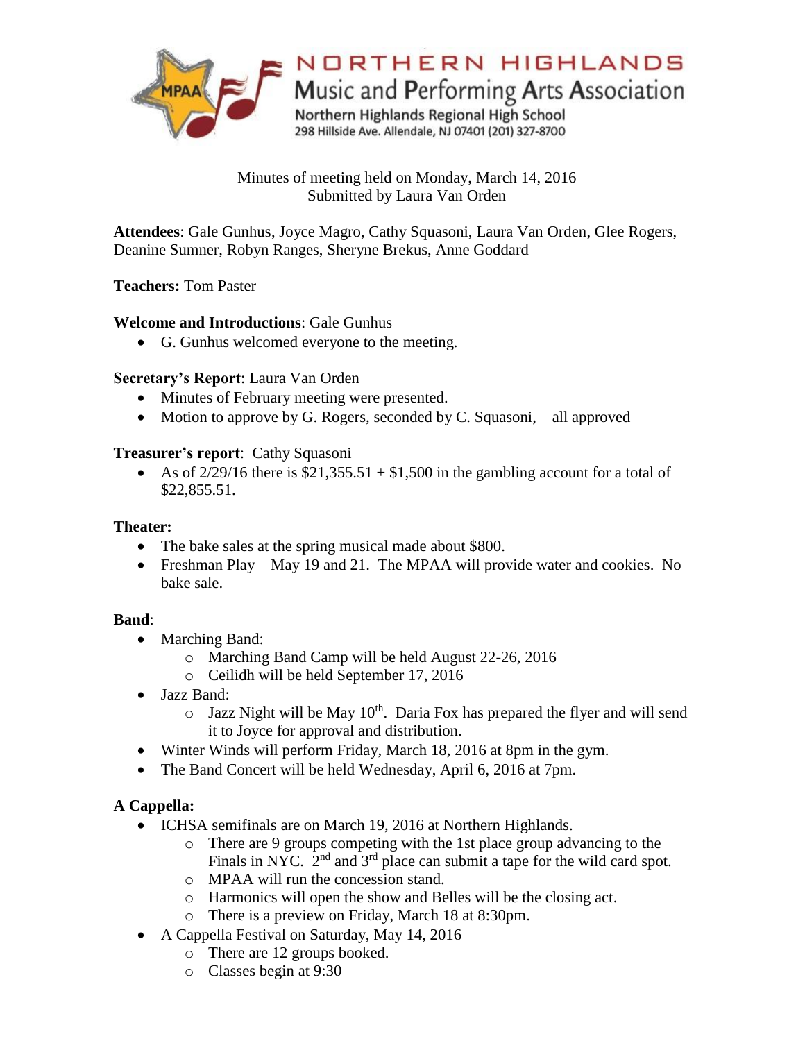# NORTHERN HIGHLANDS
## Music and Performing Arts Association
Northern Highlands Regional High School
298 Hillside Ave. Allendale, NJ 07401 (201) 327-8700

Minutes of meeting held on Monday, March 14, 2016
Submitted by Laura Van Orden

**Attendees**: Gale Gunhus, Joyce Magro, Cathy Squasoni, Laura Van Orden, Glee Rogers, Deanine Sumner, Robyn Ranges, Sheryne Brekus, Anne Goddard

**Teachers:** Tom Paster

**Welcome and Introductions**: Gale Gunhus

- G. Gunhus welcomed everyone to the meeting.

**Secretary's Report**: Laura Van Orden

- Minutes of February meeting were presented.
- Motion to approve by G. Rogers, seconded by C. Squasoni, – all approved

**Treasurer's report**: Cathy Squasoni

- As of 2/29/16 there is $21,355.51 + $1,500 in the gambling account for a total of $22,855.51.

**Theater:**

- The bake sales at the spring musical made about $800.
- Freshman Play – May 19 and 21. The MPAA will provide water and cookies. No bake sale.

**Band**:

- Marching Band:
  - Marching Band Camp will be held August 22-26, 2016
  - Ceilidh will be held September 17, 2016
- Jazz Band:
  - Jazz Night will be May 10th. Daria Fox has prepared the flyer and will send it to Joyce for approval and distribution.
- Winter Winds will perform Friday, March 18, 2016 at 8pm in the gym.
- The Band Concert will be held Wednesday, April 6, 2016 at 7pm.

**A Cappella:**

- ICHSA semifinals are on March 19, 2016 at Northern Highlands.
  - There are 9 groups competing with the 1st place group advancing to the Finals in NYC. 2nd and 3rd place can submit a tape for the wild card spot.
  - MPAA will run the concession stand.
  - Harmonics will open the show and Belles will be the closing act.
  - There is a preview on Friday, March 18 at 8:30pm.
- A Cappella Festival on Saturday, May 14, 2016
  - There are 12 groups booked.
  - Classes begin at 9:30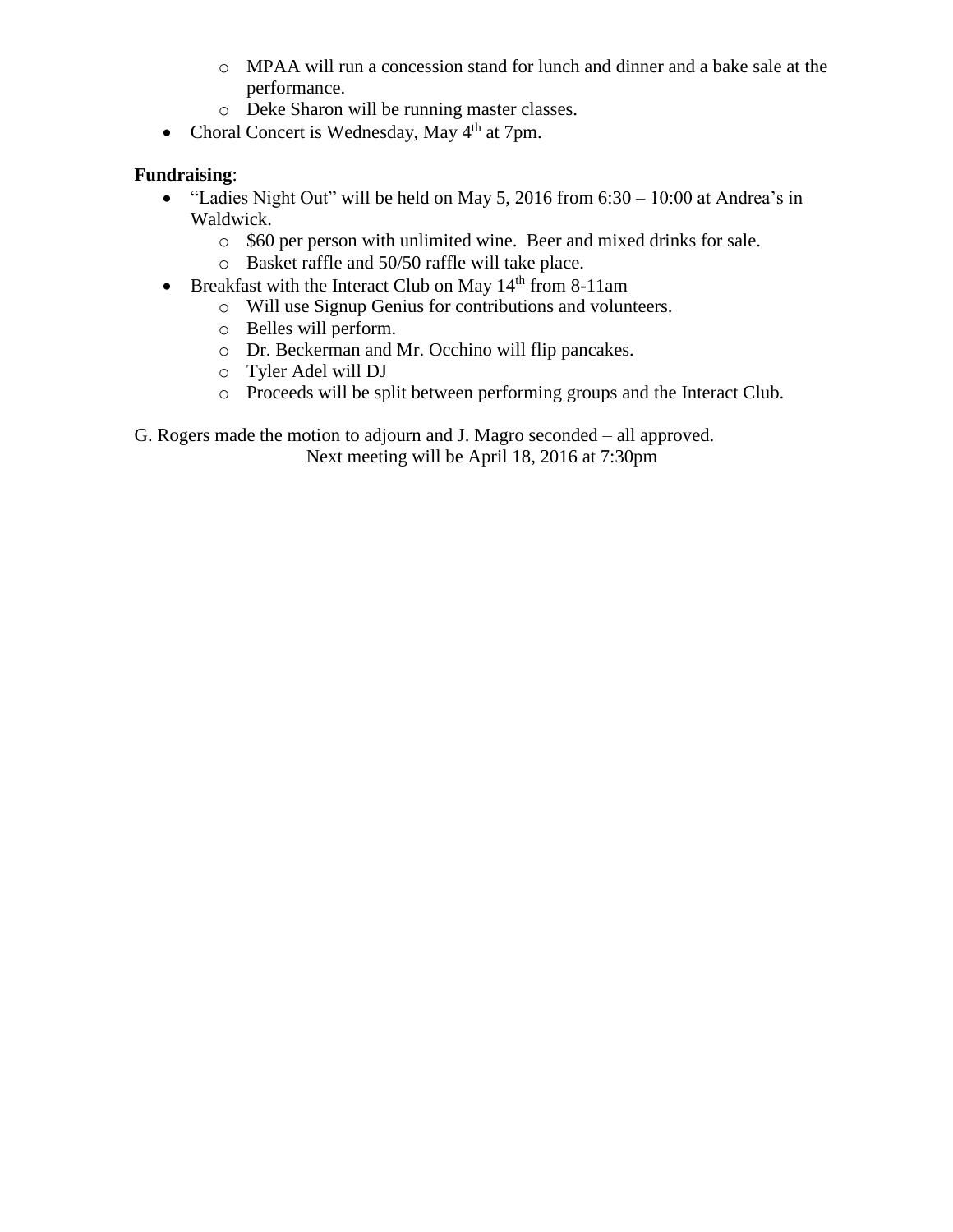- MPAA will run a concession stand for lunch and dinner and a bake sale at the performance.
  - Deke Sharon will be running master classes.
- Choral Concert is Wednesday, May 4th at 7pm.

**Fundraising**:

- "Ladies Night Out" will be held on May 5, 2016 from 6:30 – 10:00 at Andrea's in Waldwick.
  - $60 per person with unlimited wine. Beer and mixed drinks for sale.
  - Basket raffle and 50/50 raffle will take place.
- Breakfast with the Interact Club on May 14th from 8-11am
  - Will use Signup Genius for contributions and volunteers.
  - Belles will perform.
  - Dr. Beckerman and Mr. Occhino will flip pancakes.
  - Tyler Adel will DJ
  - Proceeds will be split between performing groups and the Interact Club.

G. Rogers made the motion to adjourn and J. Magro seconded – all approved.

Next meeting will be April 18, 2016 at 7:30pm